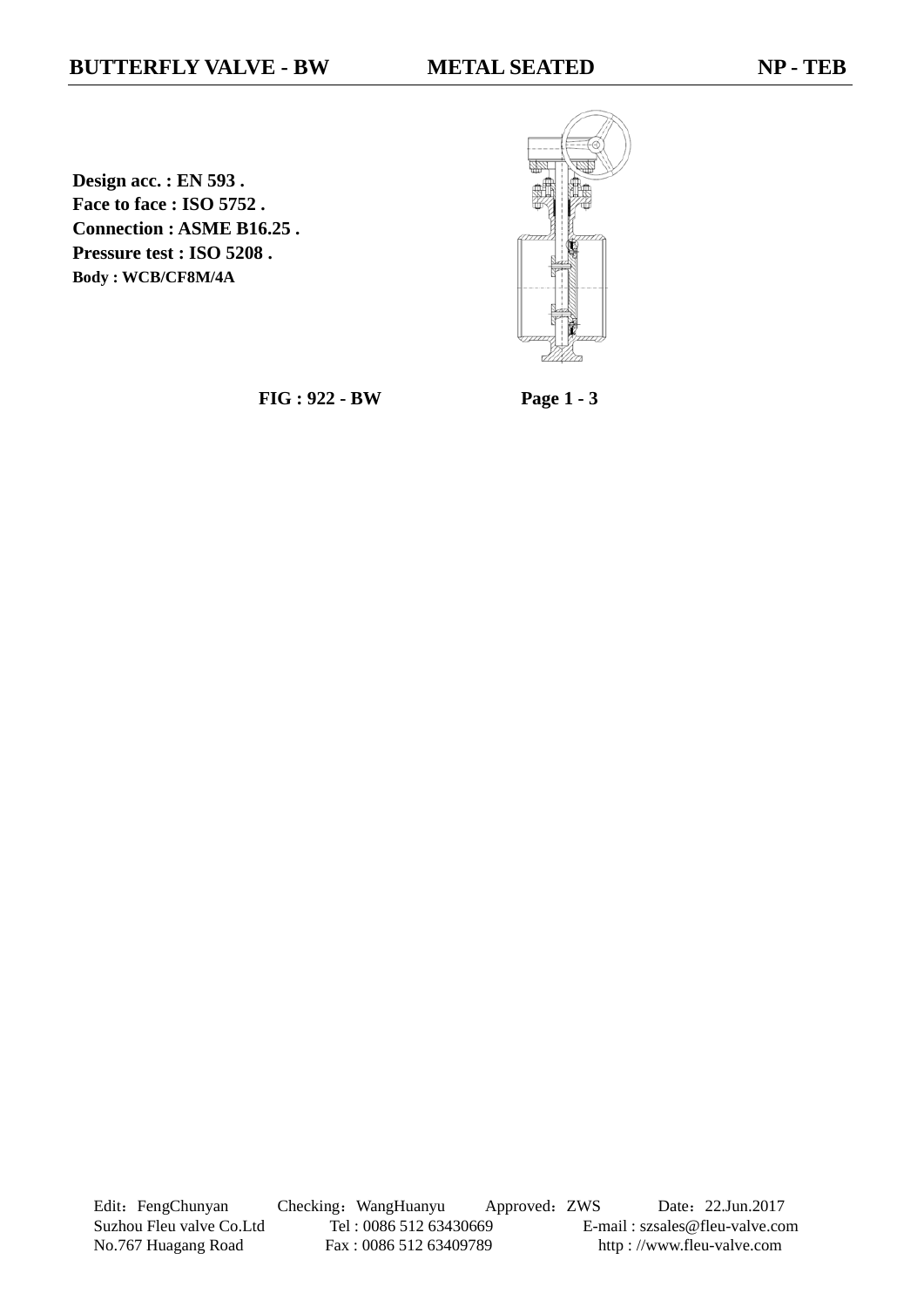**BUTTERFLY VALVE - BW** **METAL SEATED** **NP - TEB**

**Design acc. : EN 593 .**
**Face to face : ISO 5752 .**
**Connection : ASME B16.25 .**
**Pressure test : ISO 5208 .**
**Body : WCB/CF8M/4A**

**FIG : 922 - BW** **Page 1 - 3**

Edit：FengChunyan Checking：WangHuanyu Approved：ZWS Date：22.Jun.2017
Suzhou Fleu valve Co.Ltd Tel : 0086 512 63430669 E-mail : szsales@fleu-valve.com
No.767 Huagang Road Fax : 0086 512 63409789 http : //www.fleu-valve.com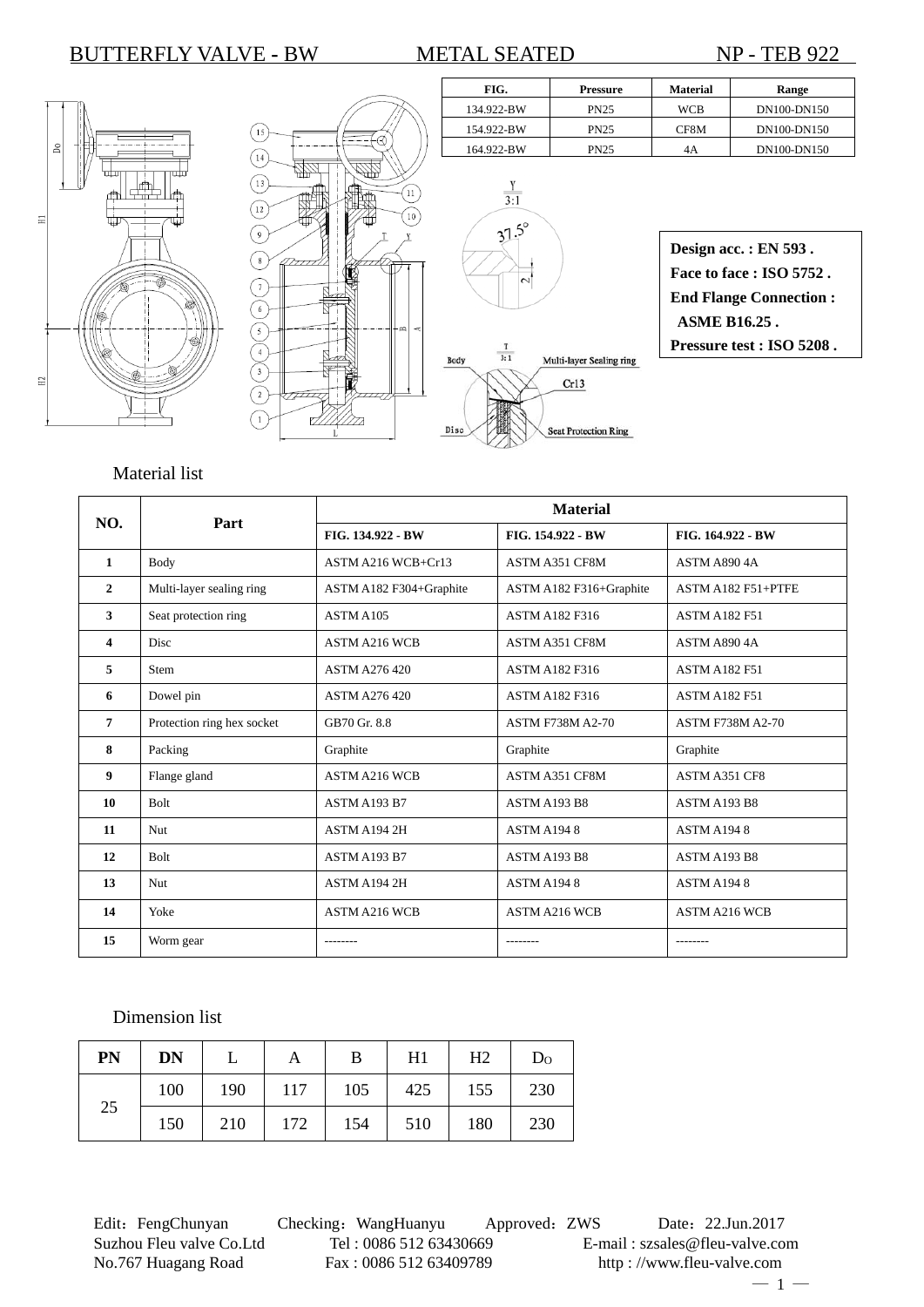# BUTTERFLY VALVE - BW METAL SEATED NP - TEB 922

| FIG. | Pressure | Material | Range |
|---|---|---|---|
| 134.922-BW | PN25 | WCB | DN100-DN150 |
| 154.922-BW | PN25 | CF8M | DN100-DN150 |
| 164.922-BW | PN25 | 4A | DN100-DN150 |

**Design acc. : EN 593 .**
**Face to face : ISO 5752 .**
**End Flange Connection : ASME B16.25 .**
**Pressure test : ISO 5208 .**

Material list

| NO. | Part | Material | | |
|---|---|---|---|---|
| | | FIG. 134.922 - BW | FIG. 154.922 - BW | FIG. 164.922 - BW |
| 1 | Body | ASTM A216 WCB+Cr13 | ASTM A351 CF8M | ASTM A890 4A |
| 2 | Multi-layer sealing ring | ASTM A182 F304+Graphite | ASTM A182 F316+Graphite | ASTM A182 F51+PTFE |
| 3 | Seat protection ring | ASTM A105 | ASTM A182 F316 | ASTM A182 F51 |
| 4 | Disc | ASTM A216 WCB | ASTM A351 CF8M | ASTM A890 4A |
| 5 | Stem | ASTM A276 420 | ASTM A182 F316 | ASTM A182 F51 |
| 6 | Dowel pin | ASTM A276 420 | ASTM A182 F316 | ASTM A182 F51 |
| 7 | Protection ring hex socket | GB70 Gr. 8.8 | ASTM F738M A2-70 | ASTM F738M A2-70 |
| 8 | Packing | Graphite | Graphite | Graphite |
| 9 | Flange gland | ASTM A216 WCB | ASTM A351 CF8M | ASTM A351 CF8 |
| 10 | Bolt | ASTM A193 B7 | ASTM A193 B8 | ASTM A193 B8 |
| 11 | Nut | ASTM A194 2H | ASTM A194 8 | ASTM A194 8 |
| 12 | Bolt | ASTM A193 B7 | ASTM A193 B8 | ASTM A193 B8 |
| 13 | Nut | ASTM A194 2H | ASTM A194 8 | ASTM A194 8 |
| 14 | Yoke | ASTM A216 WCB | ASTM A216 WCB | ASTM A216 WCB |
| 15 | Worm gear | -------- | -------- | -------- |

Dimension list

| PN | DN | L | A | B | H1 | H2 | DO |
|---|---|---|---|---|---|---|---|
| 25 | 100 | 190 | 117 | 105 | 425 | 155 | 230 |
| | 150 | 210 | 172 | 154 | 510 | 180 | 230 |

Edit：FengChunyan Checking：WangHuanyu Approved：ZWS Date：22.Jun.2017
Suzhou Fleu valve Co.Ltd Tel : 0086 512 63430669 E-mail : szsales@fleu-valve.com
No.767 Huagang Road Fax : 0086 512 63409789 http : //www.fleu-valve.com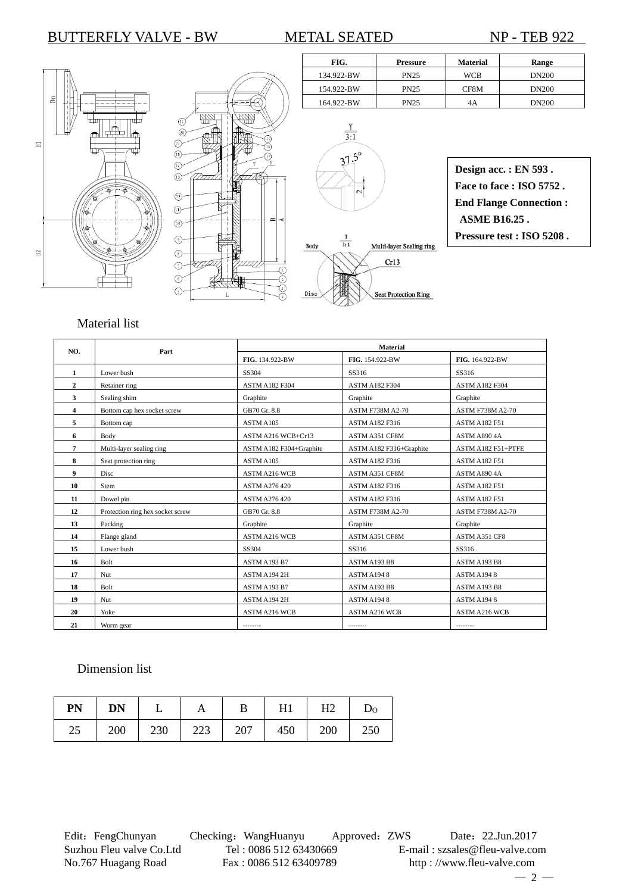# BUTTERFLY VALVE - BW METAL SEATED NP - TEB 922

| FIG. | Pressure | Material | Range |
|---|---|---|---|
| 134.922-BW | PN25 | WCB | DN200 |
| 154.922-BW | PN25 | CF8M | DN200 |
| 164.922-BW | PN25 | 4A | DN200 |

**Design acc. : EN 593 .**
**Face to face : ISO 5752 .**
**End Flange Connection : ASME B16.25 .**
**Pressure test : ISO 5208 .**

## Material list

| NO. | Part | Material | | |
|---|---|---|---|---|
| | | FIG. 134.922-BW | FIG. 154.922-BW | FIG. 164.922-BW |
| 1 | Lower bush | SS304 | SS316 | SS316 |
| 2 | Retainer ring | ASTM A182 F304 | ASTM A182 F304 | ASTM A182 F304 |
| 3 | Sealing shim | Graphite | Graphite | Graphite |
| 4 | Bottom cap hex socket screw | GB70 Gr. 8.8 | ASTM F738M A2-70 | ASTM F738M A2-70 |
| 5 | Bottom cap | ASTM A105 | ASTM A182 F316 | ASTM A182 F51 |
| 6 | Body | ASTM A216 WCB+Cr13 | ASTM A351 CF8M | ASTM A890 4A |
| 7 | Multi-layer sealing ring | ASTM A182 F304+Graphite | ASTM A182 F316+Graphite | ASTM A182 F51+PTFE |
| 8 | Seat protection ring | ASTM A105 | ASTM A182 F316 | ASTM A182 F51 |
| 9 | Disc | ASTM A216 WCB | ASTM A351 CF8M | ASTM A890 4A |
| 10 | Stem | ASTM A276 420 | ASTM A182 F316 | ASTM A182 F51 |
| 11 | Dowel pin | ASTM A276 420 | ASTM A182 F316 | ASTM A182 F51 |
| 12 | Protection ring hex socket screw | GB70 Gr. 8.8 | ASTM F738M A2-70 | ASTM F738M A2-70 |
| 13 | Packing | Graphite | Graphite | Graphite |
| 14 | Flange gland | ASTM A216 WCB | ASTM A351 CF8M | ASTM A351 CF8 |
| 15 | Lower bush | SS304 | SS316 | SS316 |
| 16 | Bolt | ASTM A193 B7 | ASTM A193 B8 | ASTM A193 B8 |
| 17 | Nut | ASTM A194 2H | ASTM A194 8 | ASTM A194 8 |
| 18 | Bolt | ASTM A193 B7 | ASTM A193 B8 | ASTM A193 B8 |
| 19 | Nut | ASTM A194 2H | ASTM A194 8 | ASTM A194 8 |
| 20 | Yoke | ASTM A216 WCB | ASTM A216 WCB | ASTM A216 WCB |
| 21 | Worm gear | -------- | -------- | -------- |

## Dimension list

| PN | DN | L | A | B | H1 | H2 | Do |
|---|---|---|---|---|---|---|---|
| 25 | 200 | 230 | 223 | 207 | 450 | 200 | 250 |

Edit：FengChunyan Checking：WangHuanyu Approved：ZWS Date：22.Jun.2017
Suzhou Fleu valve Co.Ltd Tel : 0086 512 63430669 E-mail : szsales@fleu-valve.com
No.767 Huagang Road Fax : 0086 512 63409789 http : //www.fleu-valve.com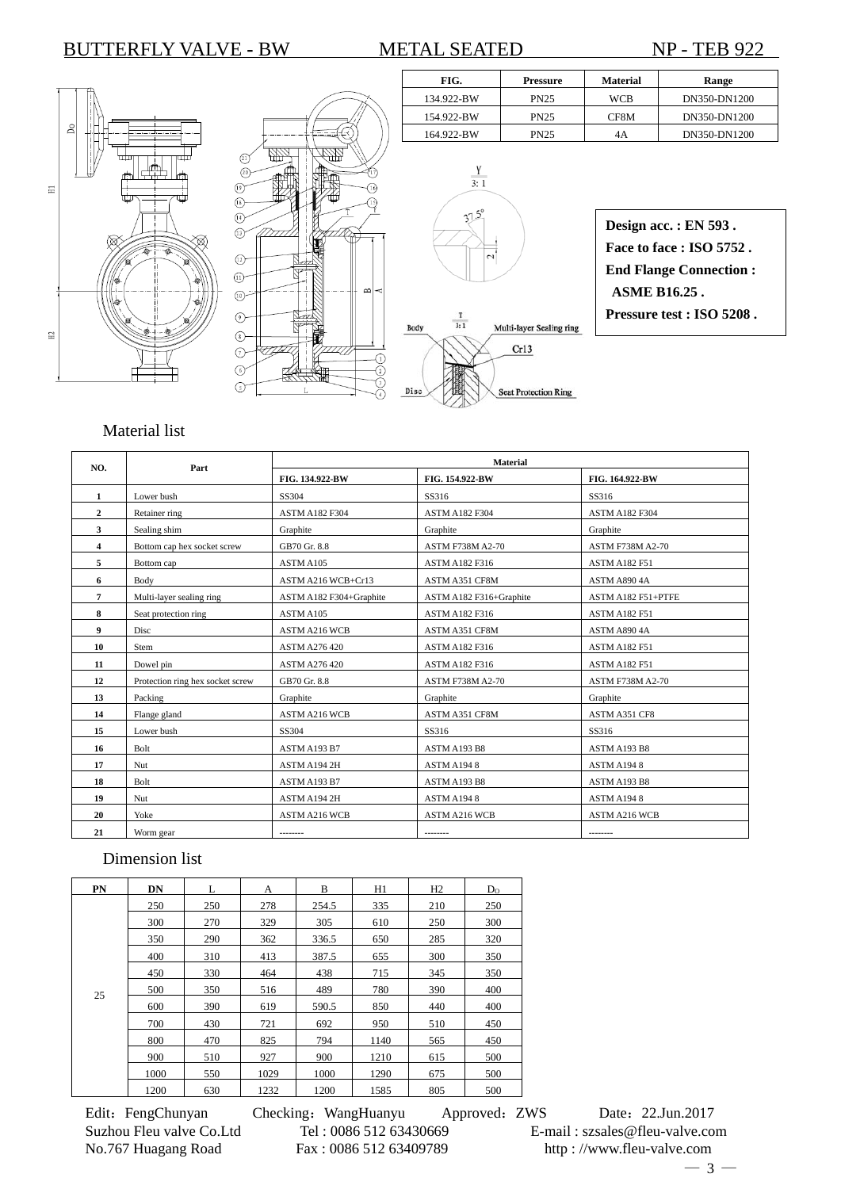# BUTTERFLY VALVE - BW METAL SEATED NP - TEB 922

| FIG. | Pressure | Material | Range |
|---|---|---|---|
| 134.922-BW | PN25 | WCB | DN350-DN1200 |
| 154.922-BW | PN25 | CF8M | DN350-DN1200 |
| 164.922-BW | PN25 | 4A | DN350-DN1200 |

Y
3: 1
37.5°
2

T
3: 1
Body
Multi-layer Sealing ring
Cr13
Disc
Seat Protection Ring

**Design acc. : EN 593 .**
**Face to face : ISO 5752 .**
**End Flange Connection : ASME B16.25 .**
**Pressure test : ISO 5208 .**

## Material list

| NO. | Part | Material | | |
|---|---|---|---|---|
| | | FIG. 134.922-BW | FIG. 154.922-BW | FIG. 164.922-BW |
| 1 | Lower bush | SS304 | SS316 | SS316 |
| 2 | Retainer ring | ASTM A182 F304 | ASTM A182 F304 | ASTM A182 F304 |
| 3 | Sealing shim | Graphite | Graphite | Graphite |
| 4 | Bottom cap hex socket screw | GB70 Gr. 8.8 | ASTM F738M A2-70 | ASTM F738M A2-70 |
| 5 | Bottom cap | ASTM A105 | ASTM A182 F316 | ASTM A182 F51 |
| 6 | Body | ASTM A216 WCB+Cr13 | ASTM A351 CF8M | ASTM A890 4A |
| 7 | Multi-layer sealing ring | ASTM A182 F304+Graphite | ASTM A182 F316+Graphite | ASTM A182 F51+PTFE |
| 8 | Seat protection ring | ASTM A105 | ASTM A182 F316 | ASTM A182 F51 |
| 9 | Disc | ASTM A216 WCB | ASTM A351 CF8M | ASTM A890 4A |
| 10 | Stem | ASTM A276 420 | ASTM A182 F316 | ASTM A182 F51 |
| 11 | Dowel pin | ASTM A276 420 | ASTM A182 F316 | ASTM A182 F51 |
| 12 | Protection ring hex socket screw | GB70 Gr. 8.8 | ASTM F738M A2-70 | ASTM F738M A2-70 |
| 13 | Packing | Graphite | Graphite | Graphite |
| 14 | Flange gland | ASTM A216 WCB | ASTM A351 CF8M | ASTM A351 CF8 |
| 15 | Lower bush | SS304 | SS316 | SS316 |
| 16 | Bolt | ASTM A193 B7 | ASTM A193 B8 | ASTM A193 B8 |
| 17 | Nut | ASTM A194 2H | ASTM A194 8 | ASTM A194 8 |
| 18 | Bolt | ASTM A193 B7 | ASTM A193 B8 | ASTM A193 B8 |
| 19 | Nut | ASTM A194 2H | ASTM A194 8 | ASTM A194 8 |
| 20 | Yoke | ASTM A216 WCB | ASTM A216 WCB | ASTM A216 WCB |
| 21 | Worm gear | -------- | -------- | -------- |

## Dimension list

| PN | DN | L | A | B | H1 | H2 | $D_O$ |
|---|---|---|---|---|---|---|---|
| 25 | 250 | 250 | 278 | 254.5 | 335 | 210 | 250 |
| | 300 | 270 | 329 | 305 | 610 | 250 | 300 |
| | 350 | 290 | 362 | 336.5 | 650 | 285 | 320 |
| | 400 | 310 | 413 | 387.5 | 655 | 300 | 350 |
| | 450 | 330 | 464 | 438 | 715 | 345 | 350 |
| | 500 | 350 | 516 | 489 | 780 | 390 | 400 |
| | 600 | 390 | 619 | 590.5 | 850 | 440 | 400 |
| | 700 | 430 | 721 | 692 | 950 | 510 | 450 |
| | 800 | 470 | 825 | 794 | 1140 | 565 | 450 |
| | 900 | 510 | 927 | 900 | 1210 | 615 | 500 |
| | 1000 | 550 | 1029 | 1000 | 1290 | 675 | 500 |
| | 1200 | 630 | 1232 | 1200 | 1585 | 805 | 500 |

Edit：FengChunyan Checking：WangHuanyu Approved：ZWS Date：22.Jun.2017
Suzhou Fleu valve Co.Ltd Tel : 0086 512 63430669 E-mail : szsales@fleu-valve.com
No.767 Huagang Road Fax : 0086 512 63409789 http : //www.fleu-valve.com